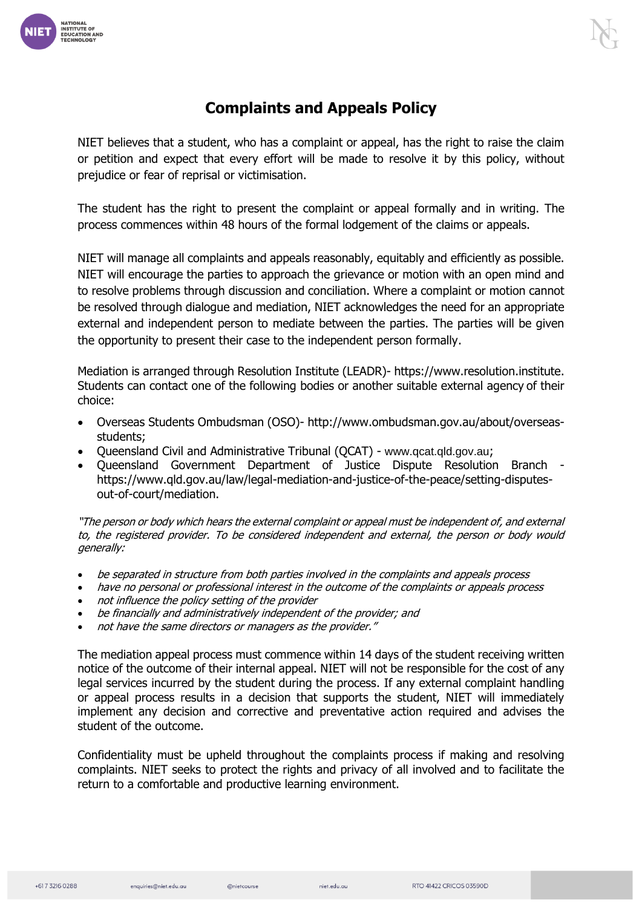# Complaints and Appeals Policy

NIET believes that a student, who has a complaint or appeal, has the right to raise the claim or petition and expect that every effort will be made to resolve it by this policy, without prejudice or fear of reprisal or victimisation.

The student has the right to present the complaint or appeal formally and in writing. The process commences within 48 hours of the formal lodgement of the claims or appeals.

NIET will manage all complaints and appeals reasonably, equitably and efficiently as possible. NIET will encourage the parties to approach the grievance or motion with an open mind and to resolve problems through discussion and conciliation. Where a complaint or motion cannot be resolved through dialogue and mediation, NIET acknowledges the need for an appropriate external and independent person to mediate between the parties. The parties will be given the opportunity to present their case to the independent person formally.

Mediation is arranged through Resolution Institute (LEADR)- https://www.resolution.institute. Students can contact one of the following bodies or another suitable external agency of their choice:

- Overseas Students Ombudsman (OSO)- http://www.ombudsman.gov.au/about/overseas-students;
- Queensland Civil and Administrative Tribunal (QCAT) - www.qcat.qld.gov.au;
- Queensland Government Department of Justice Dispute Resolution Branch - https://www.qld.gov.au/law/legal-mediation-and-justice-of-the-peace/setting-disputes-out-of-court/mediation.

*"The person or body which hears the external complaint or appeal must be independent of, and external to, the registered provider. To be considered independent and external, the person or body would generally:*

- *be separated in structure from both parties involved in the complaints and appeals process*
- *have no personal or professional interest in the outcome of the complaints or appeals process*
- *not influence the policy setting of the provider*
- *be financially and administratively independent of the provider; and*
- *not have the same directors or managers as the provider."*

The mediation appeal process must commence within 14 days of the student receiving written notice of the outcome of their internal appeal. NIET will not be responsible for the cost of any legal services incurred by the student during the process. If any external complaint handling or appeal process results in a decision that supports the student, NIET will immediately implement any decision and corrective and preventative action required and advises the student of the outcome.

Confidentiality must be upheld throughout the complaints process if making and resolving complaints. NIET seeks to protect the rights and privacy of all involved and to facilitate the return to a comfortable and productive learning environment.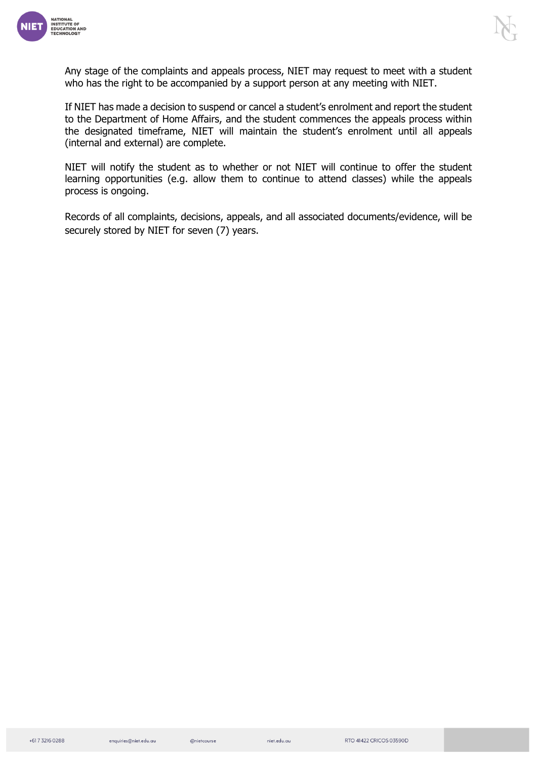Any stage of the complaints and appeals process, NIET may request to meet with a student who has the right to be accompanied by a support person at any meeting with NIET.

If NIET has made a decision to suspend or cancel a student's enrolment and report the student to the Department of Home Affairs, and the student commences the appeals process within the designated timeframe, NIET will maintain the student's enrolment until all appeals (internal and external) are complete.

NIET will notify the student as to whether or not NIET will continue to offer the student learning opportunities (e.g. allow them to continue to attend classes) while the appeals process is ongoing.

Records of all complaints, decisions, appeals, and all associated documents/evidence, will be securely stored by NIET for seven (7) years.